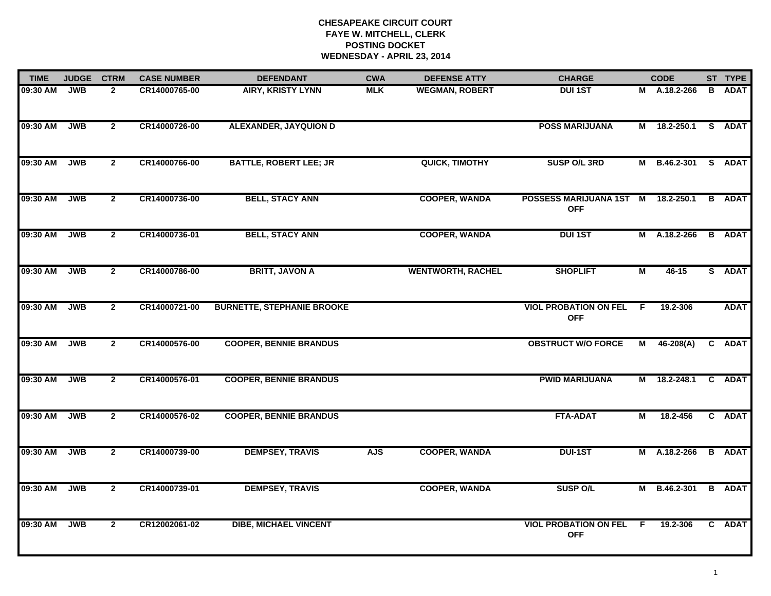**CHESAPEAKE CIRCUIT COURT**
**FAYE W. MITCHELL, CLERK**
**POSTING DOCKET**
**WEDNESDAY - APRIL 23, 2014**

| TIME | JUDGE | CTRM | CASE NUMBER | DEFENDANT | CWA | DEFENSE ATTY | CHARGE | | CODE | ST | TYPE |
|---|---|---|---|---|---|---|---|---|---|---|---|
| 09:30 AM | JWB | 2 | CR14000765-00 | AIRY, KRISTY LYNN | MLK | WEGMAN, ROBERT | DUI 1ST | M | A.18.2-266 | B | ADAT |
| 09:30 AM | JWB | 2 | CR14000726-00 | ALEXANDER, JAYQUION D | | | POSS MARIJUANA | M | 18.2-250.1 | S | ADAT |
| 09:30 AM | JWB | 2 | CR14000766-00 | BATTLE, ROBERT LEE; JR | | QUICK, TIMOTHY | SUSP O/L 3RD | M | B.46.2-301 | S | ADAT |
| 09:30 AM | JWB | 2 | CR14000736-00 | BELL, STACY ANN | | COOPER, WANDA | POSSESS MARIJUANA 1ST OFF | M | 18.2-250.1 | B | ADAT |
| 09:30 AM | JWB | 2 | CR14000736-01 | BELL, STACY ANN | | COOPER, WANDA | DUI 1ST | M | A.18.2-266 | B | ADAT |
| 09:30 AM | JWB | 2 | CR14000786-00 | BRITT, JAVON A | | WENTWORTH, RACHEL | SHOPLIFT | M | 46-15 | S | ADAT |
| 09:30 AM | JWB | 2 | CR14000721-00 | BURNETTE, STEPHANIE BROOKE | | | VIOL PROBATION ON FEL OFF | F | 19.2-306 | | ADAT |
| 09:30 AM | JWB | 2 | CR14000576-00 | COOPER, BENNIE BRANDUS | | | OBSTRUCT W/O FORCE | M | 46-208(A) | C | ADAT |
| 09:30 AM | JWB | 2 | CR14000576-01 | COOPER, BENNIE BRANDUS | | | PWID MARIJUANA | M | 18.2-248.1 | C | ADAT |
| 09:30 AM | JWB | 2 | CR14000576-02 | COOPER, BENNIE BRANDUS | | | FTA-ADAT | M | 18.2-456 | C | ADAT |
| 09:30 AM | JWB | 2 | CR14000739-00 | DEMPSEY, TRAVIS | AJS | COOPER, WANDA | DUI-1ST | M | A.18.2-266 | B | ADAT |
| 09:30 AM | JWB | 2 | CR14000739-01 | DEMPSEY, TRAVIS | | COOPER, WANDA | SUSP O/L | M | B.46.2-301 | B | ADAT |
| 09:30 AM | JWB | 2 | CR12002061-02 | DIBE, MICHAEL VINCENT | | | VIOL PROBATION ON FEL OFF | F | 19.2-306 | C | ADAT |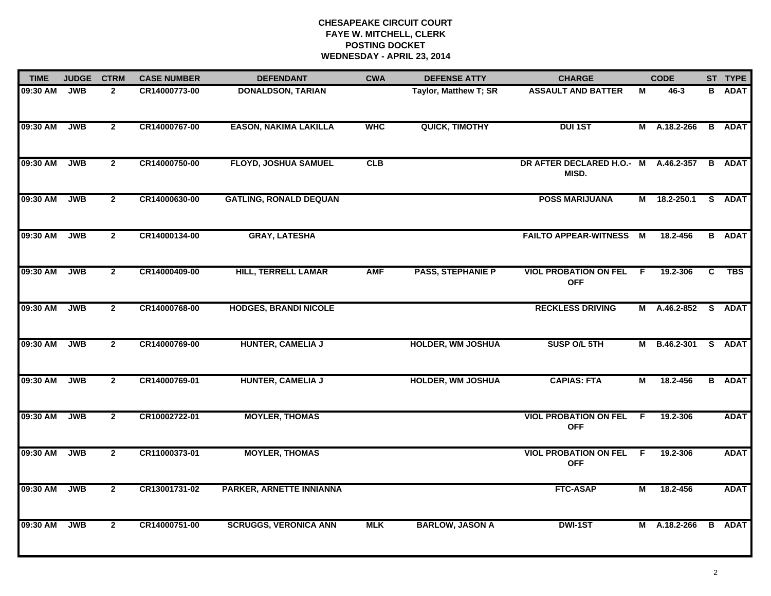**CHESAPEAKE CIRCUIT COURT**
**FAYE W. MITCHELL, CLERK**
**POSTING DOCKET**
**WEDNESDAY - APRIL 23, 2014**

| TIME | JUDGE | CTRM | CASE NUMBER | DEFENDANT | CWA | DEFENSE ATTY | CHARGE | | CODE | ST | TYPE |
|---|---|---|---|---|---|---|---|---|---|---|---|
| 09:30 AM | JWB | 2 | CR14000773-00 | DONALDSON, TARIAN | | Taylor, Matthew T; SR | ASSAULT AND BATTER | M | 46-3 | B | ADAT |
| 09:30 AM | JWB | 2 | CR14000767-00 | EASON, NAKIMA LAKILLA | WHC | QUICK, TIMOTHY | DUI 1ST | M | A.18.2-266 | B | ADAT |
| 09:30 AM | JWB | 2 | CR14000750-00 | FLOYD, JOSHUA SAMUEL | CLB | | DR AFTER DECLARED H.O.- MISD. | M | A.46.2-357 | B | ADAT |
| 09:30 AM | JWB | 2 | CR14000630-00 | GATLING, RONALD DEQUAN | | | POSS MARIJUANA | M | 18.2-250.1 | S | ADAT |
| 09:30 AM | JWB | 2 | CR14000134-00 | GRAY, LATESHA | | | FAILTO APPEAR-WITNESS | M | 18.2-456 | B | ADAT |
| 09:30 AM | JWB | 2 | CR14000409-00 | HILL, TERRELL LAMAR | AMF | PASS, STEPHANIE P | VIOL PROBATION ON FEL OFF | F | 19.2-306 | C | TBS |
| 09:30 AM | JWB | 2 | CR14000768-00 | HODGES, BRANDI NICOLE | | | RECKLESS DRIVING | M | A.46.2-852 | S | ADAT |
| 09:30 AM | JWB | 2 | CR14000769-00 | HUNTER, CAMELIA J | | HOLDER, WM JOSHUA | SUSP O/L 5TH | M | B.46.2-301 | S | ADAT |
| 09:30 AM | JWB | 2 | CR14000769-01 | HUNTER, CAMELIA J | | HOLDER, WM JOSHUA | CAPIAS: FTA | M | 18.2-456 | B | ADAT |
| 09:30 AM | JWB | 2 | CR10002722-01 | MOYLER, THOMAS | | | VIOL PROBATION ON FEL OFF | F | 19.2-306 | | ADAT |
| 09:30 AM | JWB | 2 | CR11000373-01 | MOYLER, THOMAS | | | VIOL PROBATION ON FEL OFF | F | 19.2-306 | | ADAT |
| 09:30 AM | JWB | 2 | CR13001731-02 | PARKER, ARNETTE INNIANNA | | | FTC-ASAP | M | 18.2-456 | | ADAT |
| 09:30 AM | JWB | 2 | CR14000751-00 | SCRUGGS, VERONICA ANN | MLK | BARLOW, JASON A | DWI-1ST | M | A.18.2-266 | B | ADAT |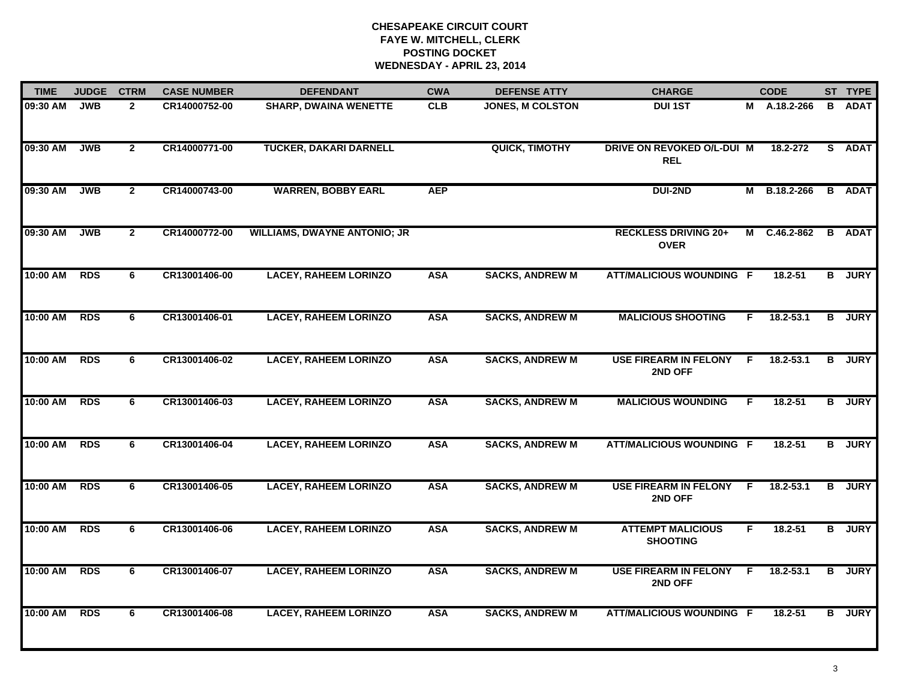# CHESAPEAKE CIRCUIT COURT
## FAYE W. MITCHELL, CLERK
## POSTING DOCKET
## WEDNESDAY - APRIL 23, 2014

| TIME | JUDGE | CTRM | CASE NUMBER | DEFENDANT | CWA | DEFENSE ATTY | CHARGE | | CODE | ST | TYPE |
|---|---|---|---|---|---|---|---|---|---|---|---|
| 09:30 AM | JWB | 2 | CR14000752-00 | SHARP, DWAINA WENETTE | CLB | JONES, M COLSTON | DUI 1ST | M | A.18.2-266 | B | ADAT |
| 09:30 AM | JWB | 2 | CR14000771-00 | TUCKER, DAKARI DARNELL | | QUICK, TIMOTHY | DRIVE ON REVOKED O/L-DUI REL | M | 18.2-272 | S | ADAT |
| 09:30 AM | JWB | 2 | CR14000743-00 | WARREN, BOBBY EARL | AEP | | DUI-2ND | M | B.18.2-266 | B | ADAT |
| 09:30 AM | JWB | 2 | CR14000772-00 | WILLIAMS, DWAYNE ANTONIO; JR | | | RECKLESS DRIVING 20+ OVER | M | C.46.2-862 | B | ADAT |
| 10:00 AM | RDS | 6 | CR13001406-00 | LACEY, RAHEEM LORINZO | ASA | SACKS, ANDREW M | ATT/MALICIOUS WOUNDING | F | 18.2-51 | B | JURY |
| 10:00 AM | RDS | 6 | CR13001406-01 | LACEY, RAHEEM LORINZO | ASA | SACKS, ANDREW M | MALICIOUS SHOOTING | F | 18.2-53.1 | B | JURY |
| 10:00 AM | RDS | 6 | CR13001406-02 | LACEY, RAHEEM LORINZO | ASA | SACKS, ANDREW M | USE FIREARM IN FELONY 2ND OFF | F | 18.2-53.1 | B | JURY |
| 10:00 AM | RDS | 6 | CR13001406-03 | LACEY, RAHEEM LORINZO | ASA | SACKS, ANDREW M | MALICIOUS WOUNDING | F | 18.2-51 | B | JURY |
| 10:00 AM | RDS | 6 | CR13001406-04 | LACEY, RAHEEM LORINZO | ASA | SACKS, ANDREW M | ATT/MALICIOUS WOUNDING | F | 18.2-51 | B | JURY |
| 10:00 AM | RDS | 6 | CR13001406-05 | LACEY, RAHEEM LORINZO | ASA | SACKS, ANDREW M | USE FIREARM IN FELONY 2ND OFF | F | 18.2-53.1 | B | JURY |
| 10:00 AM | RDS | 6 | CR13001406-06 | LACEY, RAHEEM LORINZO | ASA | SACKS, ANDREW M | ATTEMPT MALICIOUS SHOOTING | F | 18.2-51 | B | JURY |
| 10:00 AM | RDS | 6 | CR13001406-07 | LACEY, RAHEEM LORINZO | ASA | SACKS, ANDREW M | USE FIREARM IN FELONY 2ND OFF | F | 18.2-53.1 | B | JURY |
| 10:00 AM | RDS | 6 | CR13001406-08 | LACEY, RAHEEM LORINZO | ASA | SACKS, ANDREW M | ATT/MALICIOUS WOUNDING | F | 18.2-51 | B | JURY |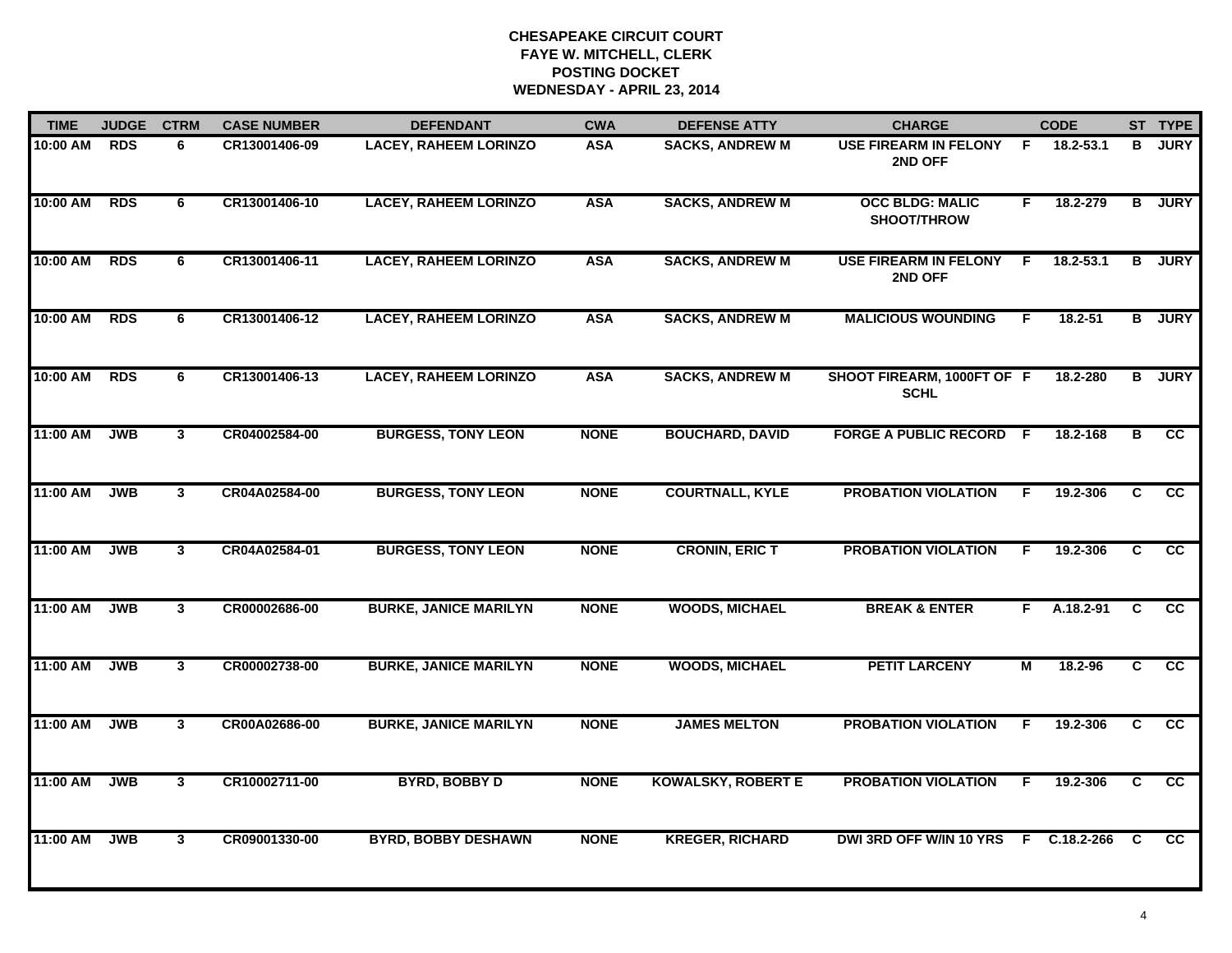**CHESAPEAKE CIRCUIT COURT**
**FAYE W. MITCHELL, CLERK**
**POSTING DOCKET**
**WEDNESDAY - APRIL 23, 2014**

| TIME | JUDGE | CTRM | CASE NUMBER | DEFENDANT | CWA | DEFENSE ATTY | CHARGE | | CODE | ST | TYPE |
|---|---|---|---|---|---|---|---|---|---|---|---|
| 10:00 AM | RDS | 6 | CR13001406-09 | LACEY, RAHEEM LORINZO | ASA | SACKS, ANDREW M | USE FIREARM IN FELONY 2ND OFF | F | 18.2-53.1 | B | JURY |
| 10:00 AM | RDS | 6 | CR13001406-10 | LACEY, RAHEEM LORINZO | ASA | SACKS, ANDREW M | OCC BLDG: MALIC SHOOT/THROW | F | 18.2-279 | B | JURY |
| 10:00 AM | RDS | 6 | CR13001406-11 | LACEY, RAHEEM LORINZO | ASA | SACKS, ANDREW M | USE FIREARM IN FELONY 2ND OFF | F | 18.2-53.1 | B | JURY |
| 10:00 AM | RDS | 6 | CR13001406-12 | LACEY, RAHEEM LORINZO | ASA | SACKS, ANDREW M | MALICIOUS WOUNDING | F | 18.2-51 | B | JURY |
| 10:00 AM | RDS | 6 | CR13001406-13 | LACEY, RAHEEM LORINZO | ASA | SACKS, ANDREW M | SHOOT FIREARM, 1000FT OF SCHL | F | 18.2-280 | B | JURY |
| 11:00 AM | JWB | 3 | CR04002584-00 | BURGESS, TONY LEON | NONE | BOUCHARD, DAVID | FORGE A PUBLIC RECORD | F | 18.2-168 | B | CC |
| 11:00 AM | JWB | 3 | CR04A02584-00 | BURGESS, TONY LEON | NONE | COURTNALL, KYLE | PROBATION VIOLATION | F | 19.2-306 | C | CC |
| 11:00 AM | JWB | 3 | CR04A02584-01 | BURGESS, TONY LEON | NONE | CRONIN, ERIC T | PROBATION VIOLATION | F | 19.2-306 | C | CC |
| 11:00 AM | JWB | 3 | CR00002686-00 | BURKE, JANICE MARILYN | NONE | WOODS, MICHAEL | BREAK & ENTER | F | A.18.2-91 | C | CC |
| 11:00 AM | JWB | 3 | CR00002738-00 | BURKE, JANICE MARILYN | NONE | WOODS, MICHAEL | PETIT LARCENY | M | 18.2-96 | C | CC |
| 11:00 AM | JWB | 3 | CR00A02686-00 | BURKE, JANICE MARILYN | NONE | JAMES MELTON | PROBATION VIOLATION | F | 19.2-306 | C | CC |
| 11:00 AM | JWB | 3 | CR10002711-00 | BYRD, BOBBY D | NONE | KOWALSKY, ROBERT E | PROBATION VIOLATION | F | 19.2-306 | C | CC |
| 11:00 AM | JWB | 3 | CR09001330-00 | BYRD, BOBBY DESHAWN | NONE | KREGER, RICHARD | DWI 3RD OFF W/IN 10 YRS | F | C.18.2-266 | C | CC |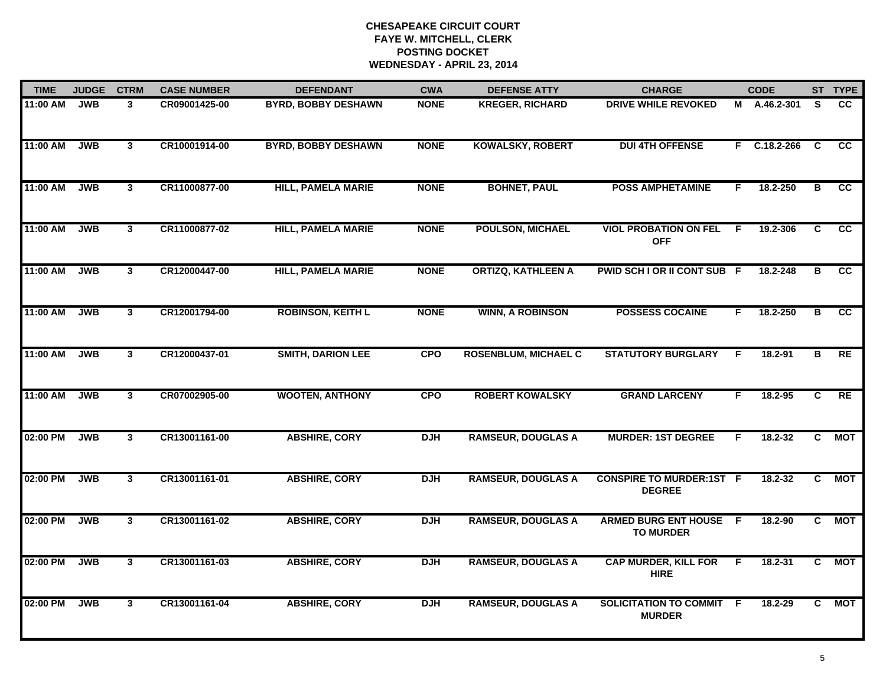# CHESAPEAKE CIRCUIT COURT
## FAYE W. MITCHELL, CLERK
## POSTING DOCKET
## WEDNESDAY - APRIL 23, 2014

| TIME | JUDGE | CTRM | CASE NUMBER | DEFENDANT | CWA | DEFENSE ATTY | CHARGE | | CODE | ST | TYPE |
|---|---|---|---|---|---|---|---|---|---|---|---|
| 11:00 AM | JWB | 3 | CR09001425-00 | BYRD, BOBBY DESHAWN | NONE | KREGER, RICHARD | DRIVE WHILE REVOKED | M | A.46.2-301 | S | CC |
| 11:00 AM | JWB | 3 | CR10001914-00 | BYRD, BOBBY DESHAWN | NONE | KOWALSKY, ROBERT | DUI 4TH OFFENSE | F | C.18.2-266 | C | CC |
| 11:00 AM | JWB | 3 | CR11000877-00 | HILL, PAMELA MARIE | NONE | BOHNET, PAUL | POSS AMPHETAMINE | F | 18.2-250 | B | CC |
| 11:00 AM | JWB | 3 | CR11000877-02 | HILL, PAMELA MARIE | NONE | POULSON, MICHAEL | VIOL PROBATION ON FEL OFF | F | 19.2-306 | C | CC |
| 11:00 AM | JWB | 3 | CR12000447-00 | HILL, PAMELA MARIE | NONE | ORTIZQ, KATHLEEN A | PWID SCH I OR II CONT SUB | F | 18.2-248 | B | CC |
| 11:00 AM | JWB | 3 | CR12001794-00 | ROBINSON, KEITH L | NONE | WINN, A ROBINSON | POSSESS COCAINE | F | 18.2-250 | B | CC |
| 11:00 AM | JWB | 3 | CR12000437-01 | SMITH, DARION LEE | CPO | ROSENBLUM, MICHAEL C | STATUTORY BURGLARY | F | 18.2-91 | B | RE |
| 11:00 AM | JWB | 3 | CR07002905-00 | WOOTEN, ANTHONY | CPO | ROBERT KOWALSKY | GRAND LARCENY | F | 18.2-95 | C | RE |
| 02:00 PM | JWB | 3 | CR13001161-00 | ABSHIRE, CORY | DJH | RAMSEUR, DOUGLAS A | MURDER: 1ST DEGREE | F | 18.2-32 | C | MOT |
| 02:00 PM | JWB | 3 | CR13001161-01 | ABSHIRE, CORY | DJH | RAMSEUR, DOUGLAS A | CONSPIRE TO MURDER:1ST DEGREE | F | 18.2-32 | C | MOT |
| 02:00 PM | JWB | 3 | CR13001161-02 | ABSHIRE, CORY | DJH | RAMSEUR, DOUGLAS A | ARMED BURG ENT HOUSE TO MURDER | F | 18.2-90 | C | MOT |
| 02:00 PM | JWB | 3 | CR13001161-03 | ABSHIRE, CORY | DJH | RAMSEUR, DOUGLAS A | CAP MURDER, KILL FOR HIRE | F | 18.2-31 | C | MOT |
| 02:00 PM | JWB | 3 | CR13001161-04 | ABSHIRE, CORY | DJH | RAMSEUR, DOUGLAS A | SOLICITATION TO COMMIT MURDER | F | 18.2-29 | C | MOT |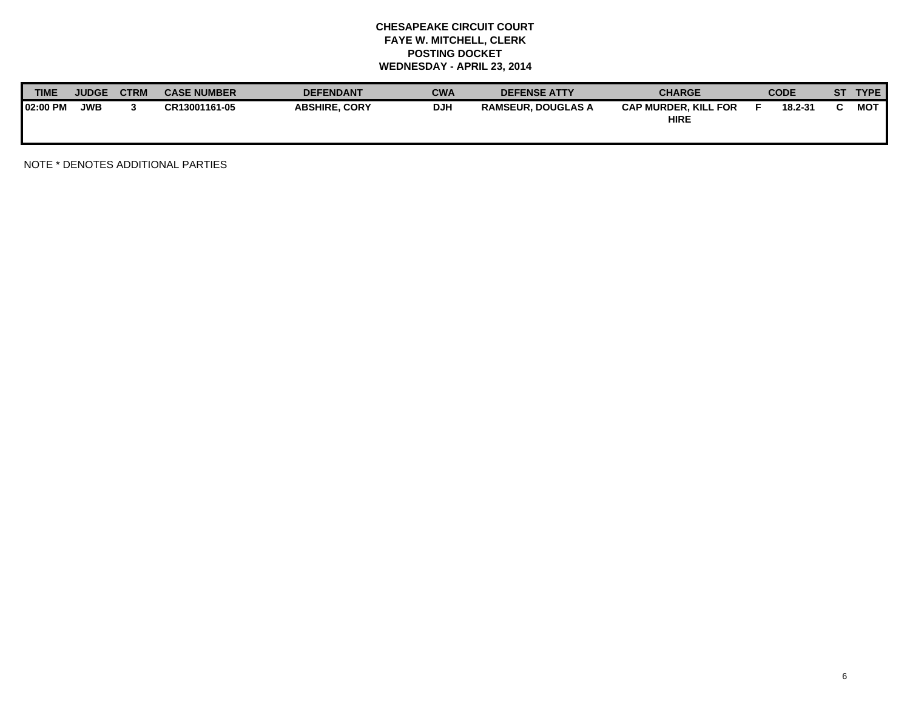**CHESAPEAKE CIRCUIT COURT**
**FAYE W. MITCHELL, CLERK**
**POSTING DOCKET**
**WEDNESDAY - APRIL 23, 2014**

| TIME | JUDGE | CTRM | CASE NUMBER | DEFENDANT | CWA | DEFENSE ATTY | CHARGE | | CODE | ST | TYPE |
|---|---|---|---|---|---|---|---|---|---|---|---|
| 02:00 PM | JWB | 3 | CR13001161-05 | ABSHIRE, CORY | DJH | RAMSEUR, DOUGLAS A | CAP MURDER, KILL FOR HIRE | F | 18.2-31 | C | MOT |

NOTE * DENOTES ADDITIONAL PARTIES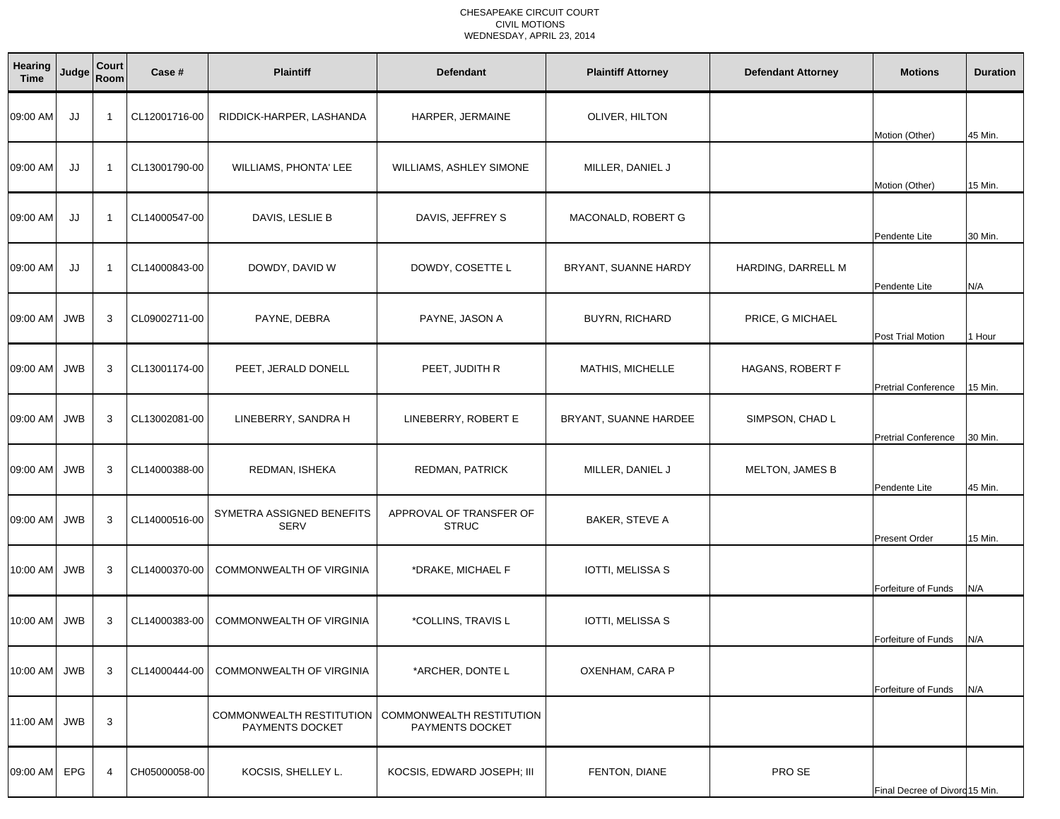CHESAPEAKE CIRCUIT COURT
CIVIL MOTIONS
WEDNESDAY, APRIL 23, 2014

| Hearing Time | Judge | Court Room | Case # | Plaintiff | Defendant | Plaintiff Attorney | Defendant Attorney | Motions | Duration |
|---|---|---|---|---|---|---|---|---|---|
| 09:00 AM | JJ | 1 | CL12001716-00 | RIDDICK-HARPER, LASHANDA | HARPER, JERMAINE | OLIVER, HILTON | | Motion (Other) | 45 Min. |
| 09:00 AM | JJ | 1 | CL13001790-00 | WILLIAMS, PHONTA' LEE | WILLIAMS, ASHLEY SIMONE | MILLER, DANIEL J | | Motion (Other) | 15 Min. |
| 09:00 AM | JJ | 1 | CL14000547-00 | DAVIS, LESLIE B | DAVIS, JEFFREY S | MACONALD, ROBERT G | | Pendente Lite | 30 Min. |
| 09:00 AM | JJ | 1 | CL14000843-00 | DOWDY, DAVID W | DOWDY, COSETTE L | BRYANT, SUANNE HARDY | HARDING, DARRELL M | Pendente Lite | N/A |
| 09:00 AM | JWB | 3 | CL09002711-00 | PAYNE, DEBRA | PAYNE, JASON A | BUYRN, RICHARD | PRICE, G MICHAEL | Post Trial Motion | 1 Hour |
| 09:00 AM | JWB | 3 | CL13001174-00 | PEET, JERALD DONELL | PEET, JUDITH R | MATHIS, MICHELLE | HAGANS, ROBERT F | Pretrial Conference | 15 Min. |
| 09:00 AM | JWB | 3 | CL13002081-00 | LINEBERRY, SANDRA H | LINEBERRY, ROBERT E | BRYANT, SUANNE HARDEE | SIMPSON, CHAD L | Pretrial Conference | 30 Min. |
| 09:00 AM | JWB | 3 | CL14000388-00 | REDMAN, ISHEKA | REDMAN, PATRICK | MILLER, DANIEL J | MELTON, JAMES B | Pendente Lite | 45 Min. |
| 09:00 AM | JWB | 3 | CL14000516-00 | SYMETRA ASSIGNED BENEFITS SERV | APPROVAL OF TRANSFER OF STRUC | BAKER, STEVE A | | Present Order | 15 Min. |
| 10:00 AM | JWB | 3 | CL14000370-00 | COMMONWEALTH OF VIRGINIA | *DRAKE, MICHAEL F | IOTTI, MELISSA S | | Forfeiture of Funds | N/A |
| 10:00 AM | JWB | 3 | CL14000383-00 | COMMONWEALTH OF VIRGINIA | *COLLINS, TRAVIS L | IOTTI, MELISSA S | | Forfeiture of Funds | N/A |
| 10:00 AM | JWB | 3 | CL14000444-00 | COMMONWEALTH OF VIRGINIA | *ARCHER, DONTE L | OXENHAM, CARA P | | Forfeiture of Funds | N/A |
| 11:00 AM | JWB | 3 | | COMMONWEALTH RESTITUTION PAYMENTS DOCKET | COMMONWEALTH RESTITUTION PAYMENTS DOCKET | | | | |
| 09:00 AM | EPG | 4 | CH05000058-00 | KOCSIS, SHELLEY L. | KOCSIS, EDWARD JOSEPH; III | FENTON, DIANE | PRO SE | Final Decree of Divorc | 15 Min. |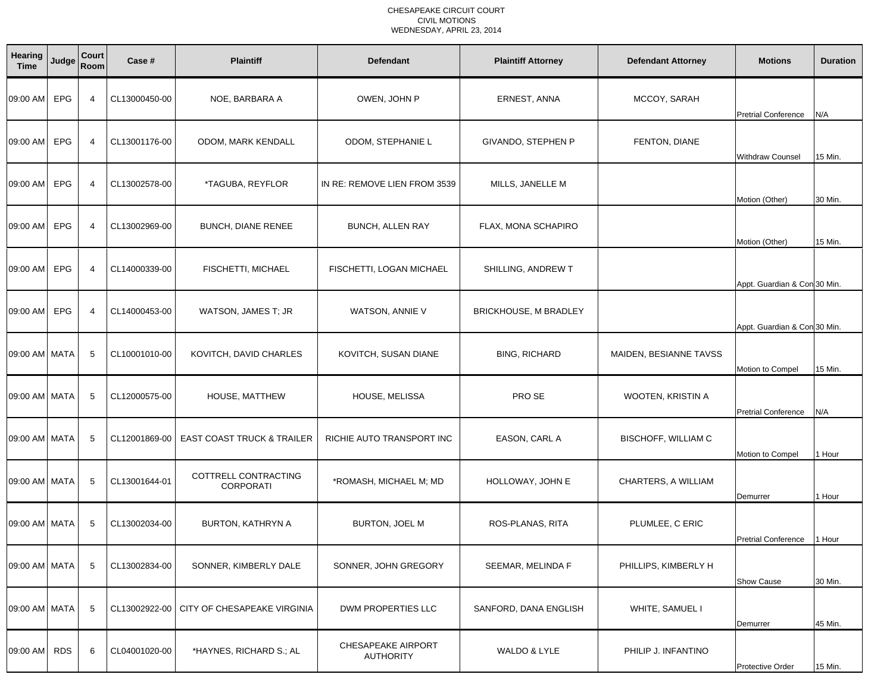CHESAPEAKE CIRCUIT COURT
CIVIL MOTIONS
WEDNESDAY, APRIL 23, 2014

| Hearing Time | Judge | Court Room | Case # | Plaintiff | Defendant | Plaintiff Attorney | Defendant Attorney | Motions | Duration |
|---|---|---|---|---|---|---|---|---|---|
| 09:00 AM | EPG | 4 | CL13000450-00 | NOE, BARBARA A | OWEN, JOHN P | ERNEST, ANNA | MCCOY, SARAH | Pretrial Conference | N/A |
| 09:00 AM | EPG | 4 | CL13001176-00 | ODOM, MARK KENDALL | ODOM, STEPHANIE L | GIVANDO, STEPHEN P | FENTON, DIANE | Withdraw Counsel | 15 Min. |
| 09:00 AM | EPG | 4 | CL13002578-00 | *TAGUBA, REYFLOR | IN RE: REMOVE LIEN FROM 3539 | MILLS, JANELLE M | | Motion (Other) | 30 Min. |
| 09:00 AM | EPG | 4 | CL13002969-00 | BUNCH, DIANE RENEE | BUNCH, ALLEN RAY | FLAX, MONA SCHAPIRO | | Motion (Other) | 15 Min. |
| 09:00 AM | EPG | 4 | CL14000339-00 | FISCHETTI, MICHAEL | FISCHETTI, LOGAN MICHAEL | SHILLING, ANDREW T | | Appt. Guardian & Con | 30 Min. |
| 09:00 AM | EPG | 4 | CL14000453-00 | WATSON, JAMES T; JR | WATSON, ANNIE V | BRICKHOUSE, M BRADLEY | | Appt. Guardian & Con | 30 Min. |
| 09:00 AM | MATA | 5 | CL10001010-00 | KOVITCH, DAVID CHARLES | KOVITCH, SUSAN DIANE | BING, RICHARD | MAIDEN, BESIANNE TAVSS | Motion to Compel | 15 Min. |
| 09:00 AM | MATA | 5 | CL12000575-00 | HOUSE, MATTHEW | HOUSE, MELISSA | PRO SE | WOOTEN, KRISTIN A | Pretrial Conference | N/A |
| 09:00 AM | MATA | 5 | CL12001869-00 | EAST COAST TRUCK & TRAILER | RICHIE AUTO TRANSPORT INC | EASON, CARL A | BISCHOFF, WILLIAM C | Motion to Compel | 1 Hour |
| 09:00 AM | MATA | 5 | CL13001644-01 | COTTRELL CONTRACTING CORPORATI | *ROMASH, MICHAEL M; MD | HOLLOWAY, JOHN E | CHARTERS, A WILLIAM | Demurrer | 1 Hour |
| 09:00 AM | MATA | 5 | CL13002034-00 | BURTON, KATHRYN A | BURTON, JOEL M | ROS-PLANAS, RITA | PLUMLEE, C ERIC | Pretrial Conference | 1 Hour |
| 09:00 AM | MATA | 5 | CL13002834-00 | SONNER, KIMBERLY DALE | SONNER, JOHN GREGORY | SEEMAR, MELINDA F | PHILLIPS, KIMBERLY H | Show Cause | 30 Min. |
| 09:00 AM | MATA | 5 | CL13002922-00 | CITY OF CHESAPEAKE VIRGINIA | DWM PROPERTIES LLC | SANFORD, DANA ENGLISH | WHITE, SAMUEL I | Demurrer | 45 Min. |
| 09:00 AM | RDS | 6 | CL04001020-00 | *HAYNES, RICHARD S.; AL | CHESAPEAKE AIRPORT AUTHORITY | WALDO & LYLE | PHILIP J. INFANTINO | Protective Order | 15 Min. |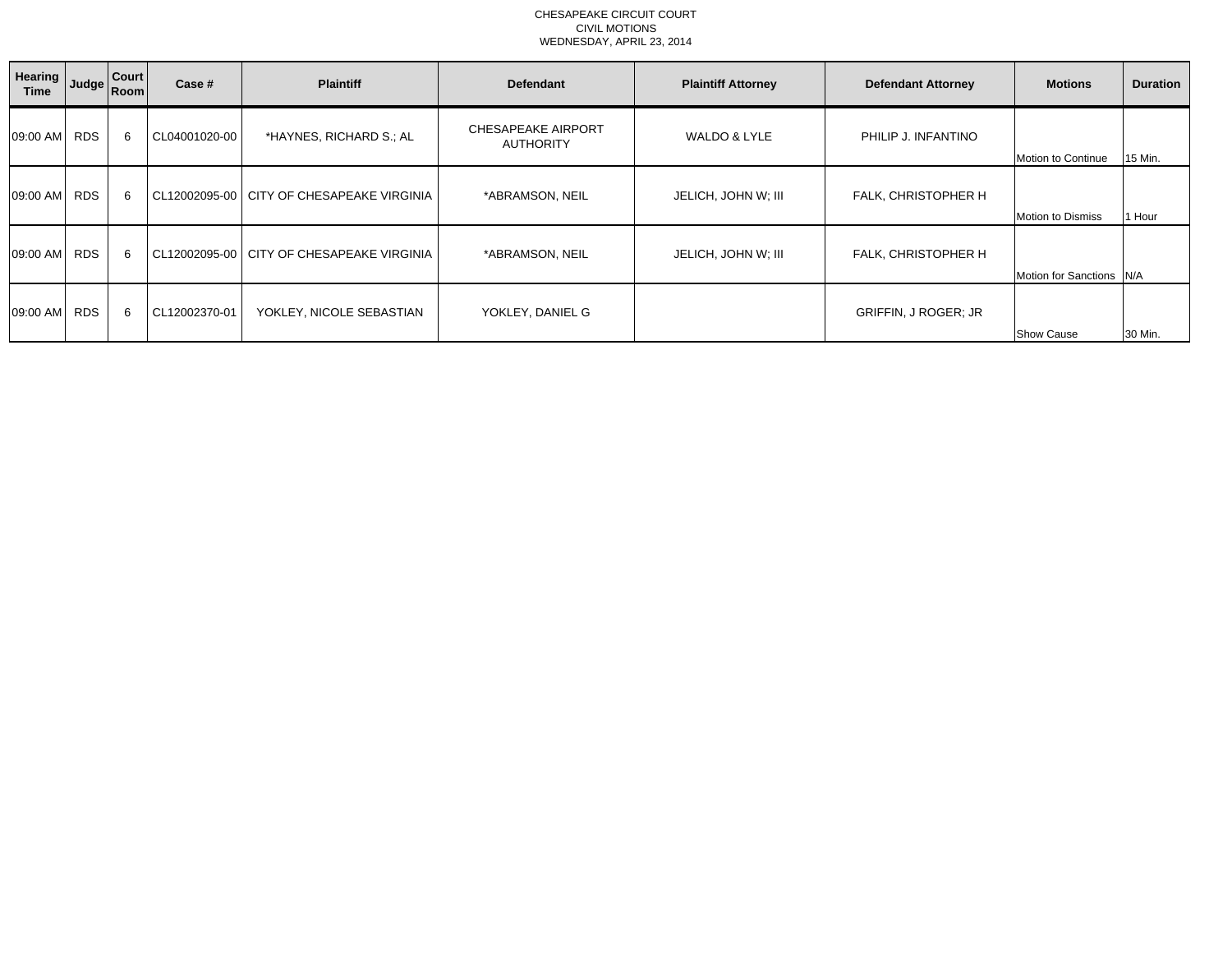CHESAPEAKE CIRCUIT COURT
CIVIL MOTIONS
WEDNESDAY, APRIL 23, 2014

| Hearing Time | Judge | Court Room | Case # | Plaintiff | Defendant | Plaintiff Attorney | Defendant Attorney | Motions | Duration |
|---|---|---|---|---|---|---|---|---|---|
| 09:00 AM | RDS | 6 | CL04001020-00 | *HAYNES, RICHARD S.; AL | CHESAPEAKE AIRPORT AUTHORITY | WALDO & LYLE | PHILIP J. INFANTINO | Motion to Continue | 15 Min. |
| 09:00 AM | RDS | 6 | CL12002095-00 | CITY OF CHESAPEAKE VIRGINIA | *ABRAMSON, NEIL | JELICH, JOHN W; III | FALK, CHRISTOPHER H | Motion to Dismiss | 1 Hour |
| 09:00 AM | RDS | 6 | CL12002095-00 | CITY OF CHESAPEAKE VIRGINIA | *ABRAMSON, NEIL | JELICH, JOHN W; III | FALK, CHRISTOPHER H | Motion for Sanctions | N/A |
| 09:00 AM | RDS | 6 | CL12002370-01 | YOKLEY, NICOLE SEBASTIAN | YOKLEY, DANIEL G | | GRIFFIN, J ROGER; JR | Show Cause | 30 Min. |